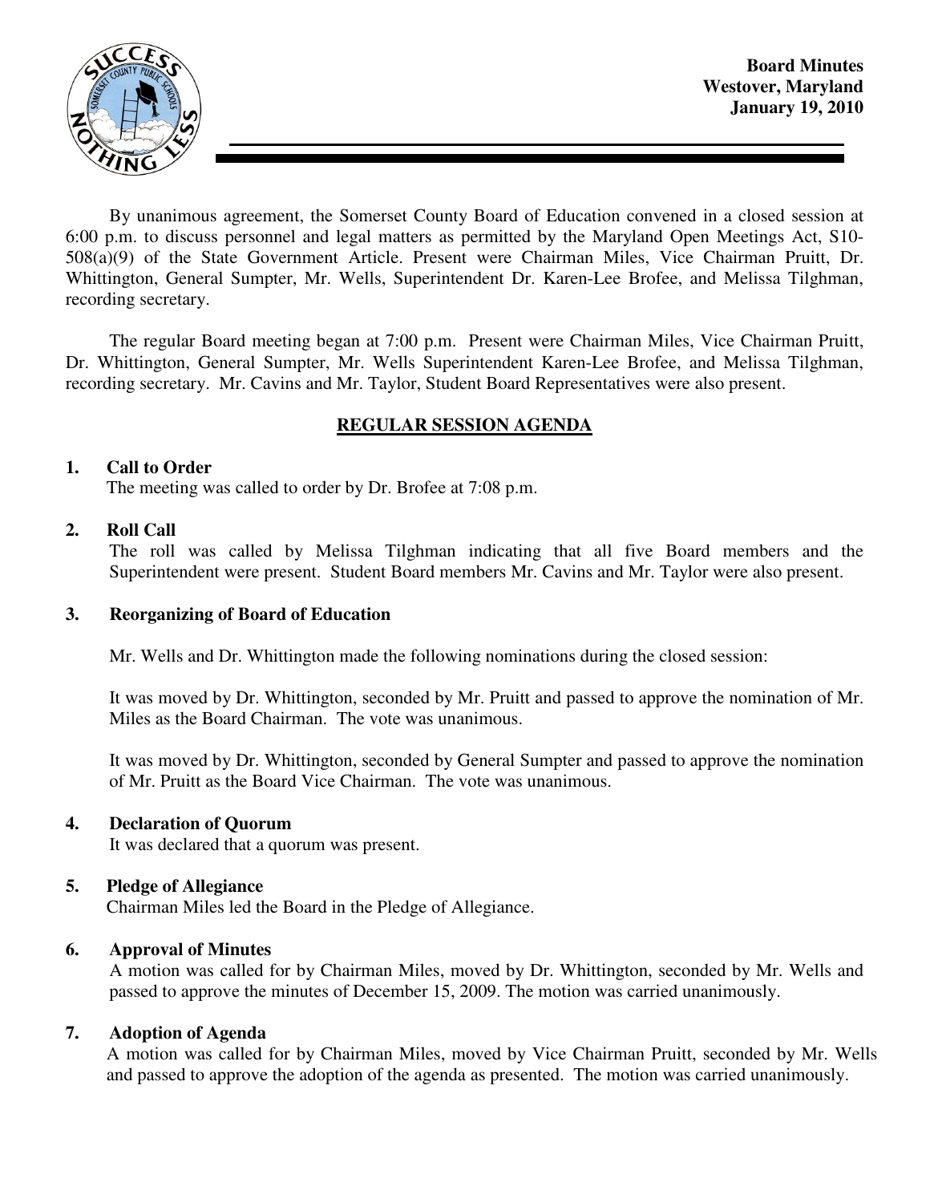**Board Minutes**
**Westover, Maryland**
**January 19, 2010**

By unanimous agreement, the Somerset County Board of Education convened in a closed session at 6:00 p.m. to discuss personnel and legal matters as permitted by the Maryland Open Meetings Act, S10-508(a)(9) of the State Government Article. Present were Chairman Miles, Vice Chairman Pruitt, Dr. Whittington, General Sumpter, Mr. Wells, Superintendent Dr. Karen-Lee Brofee, and Melissa Tilghman, recording secretary.

The regular Board meeting began at 7:00 p.m. Present were Chairman Miles, Vice Chairman Pruitt, Dr. Whittington, General Sumpter, Mr. Wells Superintendent Karen-Lee Brofee, and Melissa Tilghman, recording secretary. Mr. Cavins and Mr. Taylor, Student Board Representatives were also present.

## REGULAR SESSION AGENDA

**1. Call to Order**
The meeting was called to order by Dr. Brofee at 7:08 p.m.

**2. Roll Call**
The roll was called by Melissa Tilghman indicating that all five Board members and the Superintendent were present. Student Board members Mr. Cavins and Mr. Taylor were also present.

**3. Reorganizing of Board of Education**

Mr. Wells and Dr. Whittington made the following nominations during the closed session:

It was moved by Dr. Whittington, seconded by Mr. Pruitt and passed to approve the nomination of Mr. Miles as the Board Chairman. The vote was unanimous.

It was moved by Dr. Whittington, seconded by General Sumpter and passed to approve the nomination of Mr. Pruitt as the Board Vice Chairman. The vote was unanimous.

**4. Declaration of Quorum**
It was declared that a quorum was present.

**5. Pledge of Allegiance**
Chairman Miles led the Board in the Pledge of Allegiance.

**6. Approval of Minutes**
A motion was called for by Chairman Miles, moved by Dr. Whittington, seconded by Mr. Wells and passed to approve the minutes of December 15, 2009. The motion was carried unanimously.

**7. Adoption of Agenda**
A motion was called for by Chairman Miles, moved by Vice Chairman Pruitt, seconded by Mr. Wells and passed to approve the adoption of the agenda as presented. The motion was carried unanimously.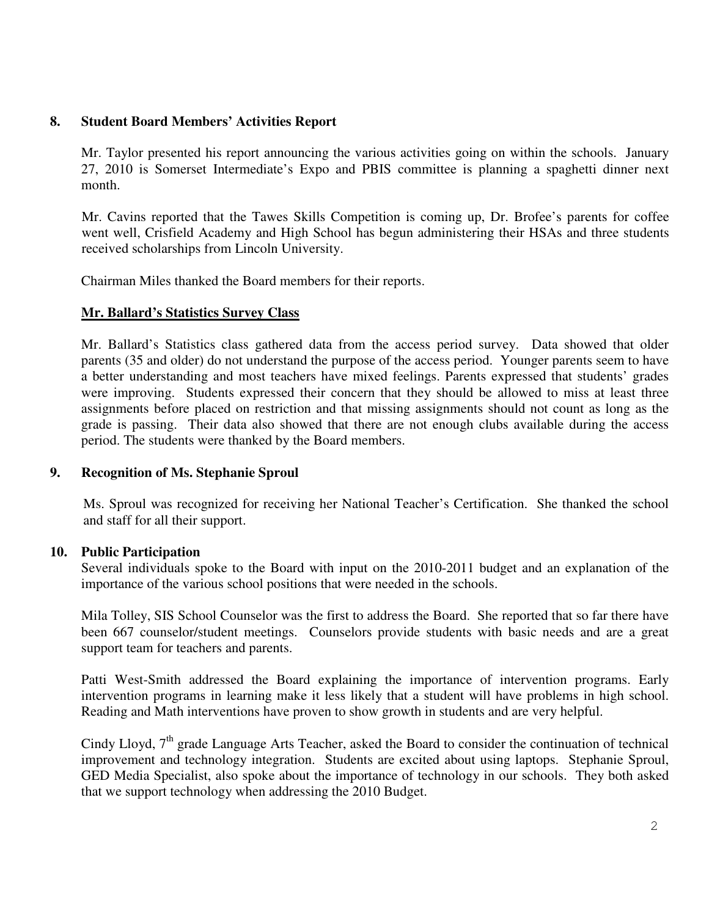## 8. Student Board Members' Activities Report

Mr. Taylor presented his report announcing the various activities going on within the schools. January 27, 2010 is Somerset Intermediate's Expo and PBIS committee is planning a spaghetti dinner next month.

Mr. Cavins reported that the Tawes Skills Competition is coming up, Dr. Brofee's parents for coffee went well, Crisfield Academy and High School has begun administering their HSAs and three students received scholarships from Lincoln University.

Chairman Miles thanked the Board members for their reports.

### Mr. Ballard's Statistics Survey Class

Mr. Ballard's Statistics class gathered data from the access period survey. Data showed that older parents (35 and older) do not understand the purpose of the access period. Younger parents seem to have a better understanding and most teachers have mixed feelings. Parents expressed that students' grades were improving. Students expressed their concern that they should be allowed to miss at least three assignments before placed on restriction and that missing assignments should not count as long as the grade is passing. Their data also showed that there are not enough clubs available during the access period. The students were thanked by the Board members.

## 9. Recognition of Ms. Stephanie Sproul

Ms. Sproul was recognized for receiving her National Teacher's Certification. She thanked the school and staff for all their support.

## 10. Public Participation

Several individuals spoke to the Board with input on the 2010-2011 budget and an explanation of the importance of the various school positions that were needed in the schools.

Mila Tolley, SIS School Counselor was the first to address the Board. She reported that so far there have been 667 counselor/student meetings. Counselors provide students with basic needs and are a great support team for teachers and parents.

Patti West-Smith addressed the Board explaining the importance of intervention programs. Early intervention programs in learning make it less likely that a student will have problems in high school. Reading and Math interventions have proven to show growth in students and are very helpful.

Cindy Lloyd, 7th grade Language Arts Teacher, asked the Board to consider the continuation of technical improvement and technology integration. Students are excited about using laptops. Stephanie Sproul, GED Media Specialist, also spoke about the importance of technology in our schools. They both asked that we support technology when addressing the 2010 Budget.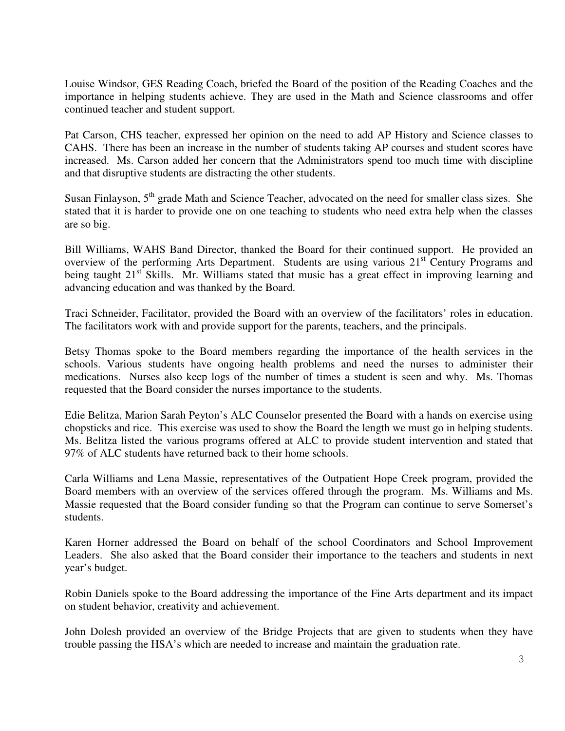Louise Windsor, GES Reading Coach, briefed the Board of the position of the Reading Coaches and the importance in helping students achieve. They are used in the Math and Science classrooms and offer continued teacher and student support.

Pat Carson, CHS teacher, expressed her opinion on the need to add AP History and Science classes to CAHS. There has been an increase in the number of students taking AP courses and student scores have increased. Ms. Carson added her concern that the Administrators spend too much time with discipline and that disruptive students are distracting the other students.

Susan Finlayson, 5th grade Math and Science Teacher, advocated on the need for smaller class sizes. She stated that it is harder to provide one on one teaching to students who need extra help when the classes are so big.

Bill Williams, WAHS Band Director, thanked the Board for their continued support. He provided an overview of the performing Arts Department. Students are using various 21st Century Programs and being taught 21st Skills. Mr. Williams stated that music has a great effect in improving learning and advancing education and was thanked by the Board.

Traci Schneider, Facilitator, provided the Board with an overview of the facilitators' roles in education. The facilitators work with and provide support for the parents, teachers, and the principals.

Betsy Thomas spoke to the Board members regarding the importance of the health services in the schools. Various students have ongoing health problems and need the nurses to administer their medications. Nurses also keep logs of the number of times a student is seen and why. Ms. Thomas requested that the Board consider the nurses importance to the students.

Edie Belitza, Marion Sarah Peyton's ALC Counselor presented the Board with a hands on exercise using chopsticks and rice. This exercise was used to show the Board the length we must go in helping students. Ms. Belitza listed the various programs offered at ALC to provide student intervention and stated that 97% of ALC students have returned back to their home schools.

Carla Williams and Lena Massie, representatives of the Outpatient Hope Creek program, provided the Board members with an overview of the services offered through the program. Ms. Williams and Ms. Massie requested that the Board consider funding so that the Program can continue to serve Somerset's students.

Karen Horner addressed the Board on behalf of the school Coordinators and School Improvement Leaders. She also asked that the Board consider their importance to the teachers and students in next year's budget.

Robin Daniels spoke to the Board addressing the importance of the Fine Arts department and its impact on student behavior, creativity and achievement.

John Dolesh provided an overview of the Bridge Projects that are given to students when they have trouble passing the HSA's which are needed to increase and maintain the graduation rate.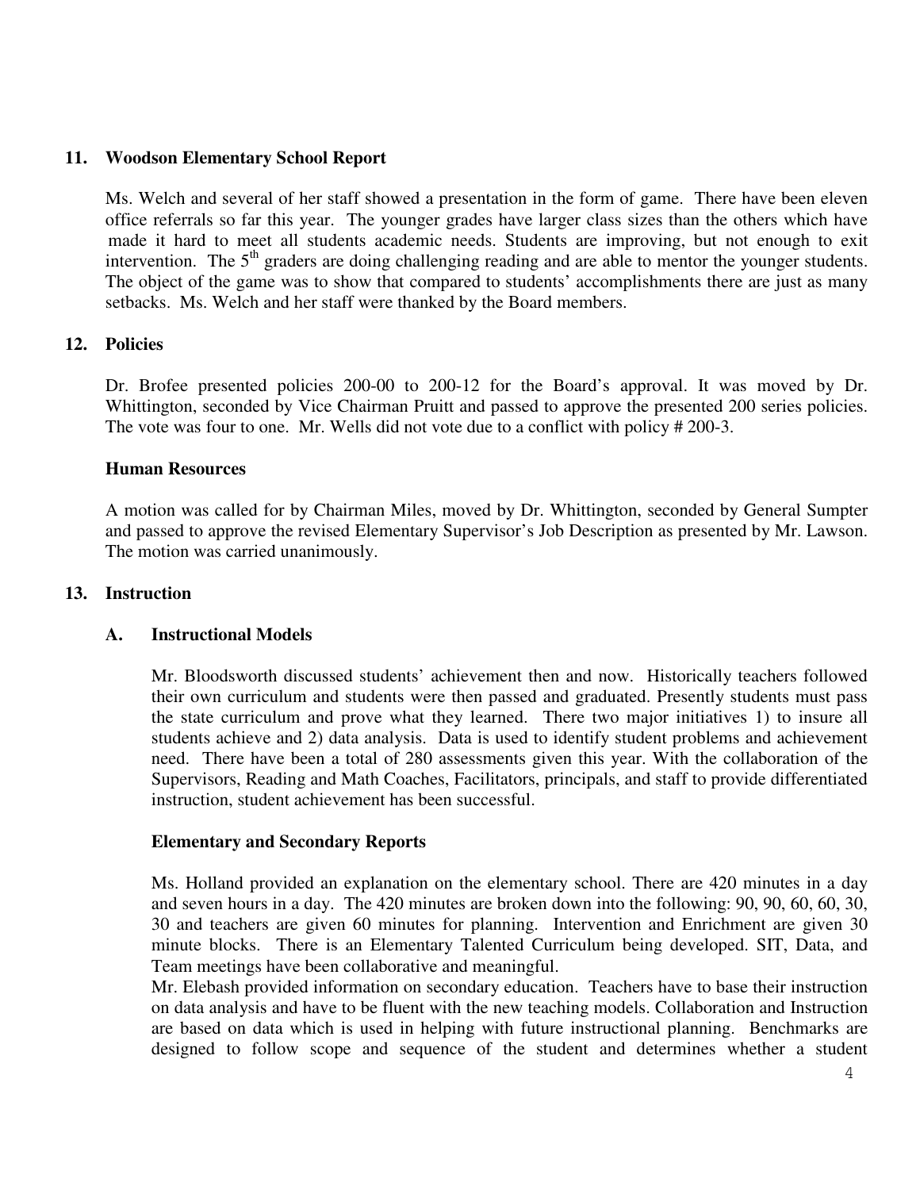## 11. Woodson Elementary School Report

Ms. Welch and several of her staff showed a presentation in the form of game. There have been eleven office referrals so far this year. The younger grades have larger class sizes than the others which have made it hard to meet all students academic needs. Students are improving, but not enough to exit intervention. The 5th graders are doing challenging reading and are able to mentor the younger students. The object of the game was to show that compared to students' accomplishments there are just as many setbacks. Ms. Welch and her staff were thanked by the Board members.

## 12. Policies

Dr. Brofee presented policies 200-00 to 200-12 for the Board's approval. It was moved by Dr. Whittington, seconded by Vice Chairman Pruitt and passed to approve the presented 200 series policies. The vote was four to one. Mr. Wells did not vote due to a conflict with policy # 200-3.

### Human Resources

A motion was called for by Chairman Miles, moved by Dr. Whittington, seconded by General Sumpter and passed to approve the revised Elementary Supervisor's Job Description as presented by Mr. Lawson. The motion was carried unanimously.

## 13. Instruction

### A. Instructional Models

Mr. Bloodsworth discussed students' achievement then and now. Historically teachers followed their own curriculum and students were then passed and graduated. Presently students must pass the state curriculum and prove what they learned. There two major initiatives 1) to insure all students achieve and 2) data analysis. Data is used to identify student problems and achievement need. There have been a total of 280 assessments given this year. With the collaboration of the Supervisors, Reading and Math Coaches, Facilitators, principals, and staff to provide differentiated instruction, student achievement has been successful.

### Elementary and Secondary Reports

Ms. Holland provided an explanation on the elementary school. There are 420 minutes in a day and seven hours in a day. The 420 minutes are broken down into the following: 90, 90, 60, 60, 30, 30 and teachers are given 60 minutes for planning. Intervention and Enrichment are given 30 minute blocks. There is an Elementary Talented Curriculum being developed. SIT, Data, and Team meetings have been collaborative and meaningful.

Mr. Elebash provided information on secondary education. Teachers have to base their instruction on data analysis and have to be fluent with the new teaching models. Collaboration and Instruction are based on data which is used in helping with future instructional planning. Benchmarks are designed to follow scope and sequence of the student and determines whether a student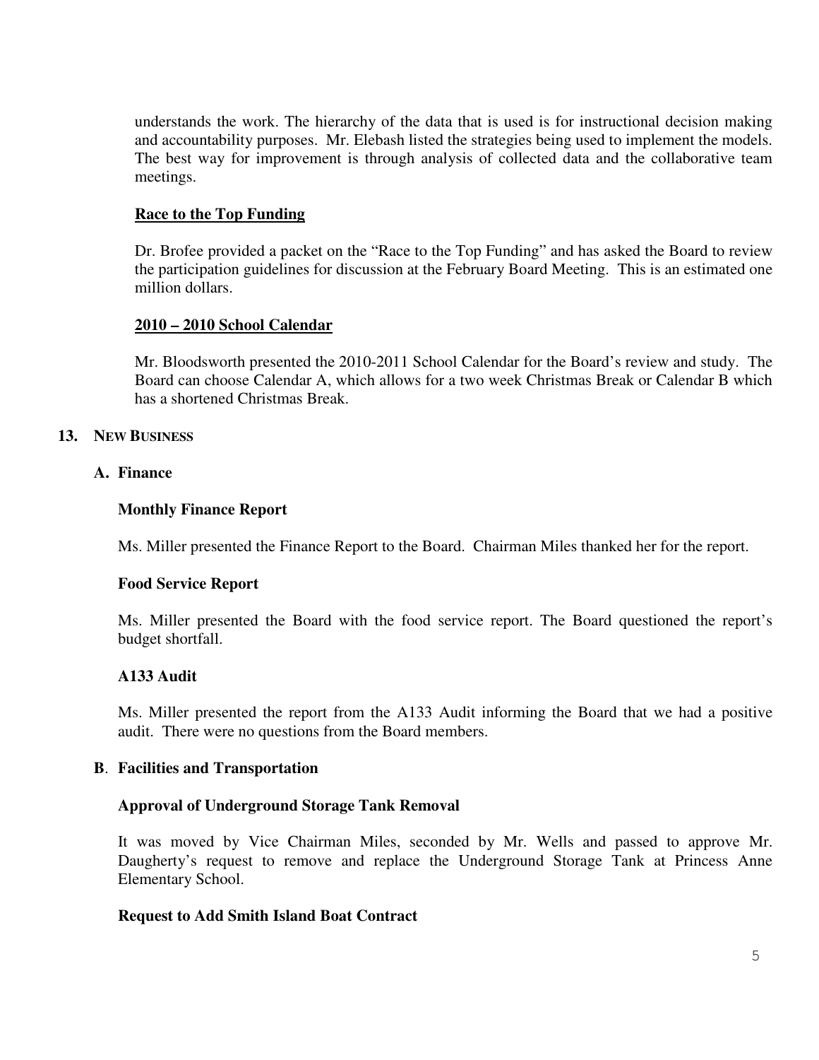understands the work. The hierarchy of the data that is used is for instructional decision making and accountability purposes. Mr. Elebash listed the strategies being used to implement the models. The best way for improvement is through analysis of collected data and the collaborative team meetings.

**Race to the Top Funding**

Dr. Brofee provided a packet on the "Race to the Top Funding" and has asked the Board to review the participation guidelines for discussion at the February Board Meeting. This is an estimated one million dollars.

**2010 – 2010 School Calendar**

Mr. Bloodsworth presented the 2010-2011 School Calendar for the Board's review and study. The Board can choose Calendar A, which allows for a two week Christmas Break or Calendar B which has a shortened Christmas Break.

## 13. NEW BUSINESS

### A. Finance

**Monthly Finance Report**

Ms. Miller presented the Finance Report to the Board. Chairman Miles thanked her for the report.

**Food Service Report**

Ms. Miller presented the Board with the food service report. The Board questioned the report's budget shortfall.

**A133 Audit**

Ms. Miller presented the report from the A133 Audit informing the Board that we had a positive audit. There were no questions from the Board members.

### B. Facilities and Transportation

**Approval of Underground Storage Tank Removal**

It was moved by Vice Chairman Miles, seconded by Mr. Wells and passed to approve Mr. Daugherty's request to remove and replace the Underground Storage Tank at Princess Anne Elementary School.

**Request to Add Smith Island Boat Contract**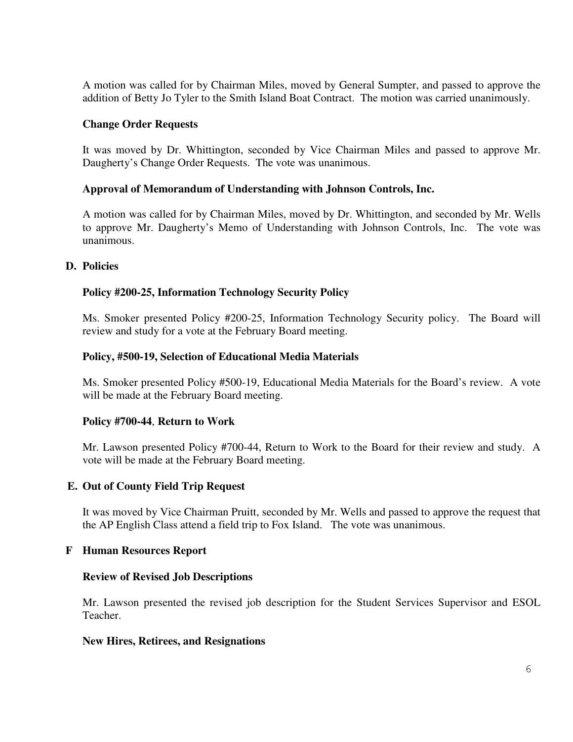A motion was called for by Chairman Miles, moved by General Sumpter, and passed to approve the addition of Betty Jo Tyler to the Smith Island Boat Contract. The motion was carried unanimously.

**Change Order Requests**

It was moved by Dr. Whittington, seconded by Vice Chairman Miles and passed to approve Mr. Daugherty's Change Order Requests. The vote was unanimous.

**Approval of Memorandum of Understanding with Johnson Controls, Inc.**

A motion was called for by Chairman Miles, moved by Dr. Whittington, and seconded by Mr. Wells to approve Mr. Daugherty's Memo of Understanding with Johnson Controls, Inc. The vote was unanimous.

**D. Policies**

**Policy #200-25, Information Technology Security Policy**

Ms. Smoker presented Policy #200-25, Information Technology Security policy. The Board will review and study for a vote at the February Board meeting.

**Policy, #500-19, Selection of Educational Media Materials**

Ms. Smoker presented Policy #500-19, Educational Media Materials for the Board's review. A vote will be made at the February Board meeting.

**Policy #700-44**, **Return to Work**

Mr. Lawson presented Policy #700-44, Return to Work to the Board for their review and study. A vote will be made at the February Board meeting.

**E. Out of County Field Trip Request**

It was moved by Vice Chairman Pruitt, seconded by Mr. Wells and passed to approve the request that the AP English Class attend a field trip to Fox Island. The vote was unanimous.

**F Human Resources Report**

**Review of Revised Job Descriptions**

Mr. Lawson presented the revised job description for the Student Services Supervisor and ESOL Teacher.

**New Hires, Retirees, and Resignations**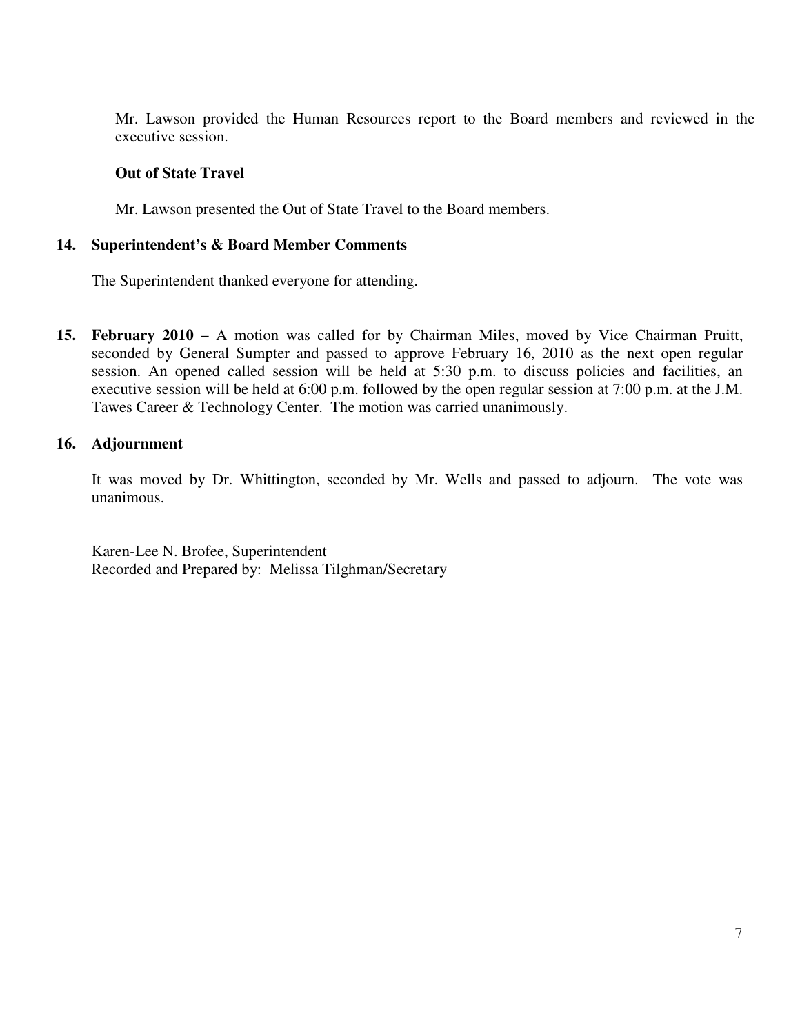Mr. Lawson provided the Human Resources report to the Board members and reviewed in the executive session.

**Out of State Travel**

Mr. Lawson presented the Out of State Travel to the Board members.

**14. Superintendent's & Board Member Comments**

The Superintendent thanked everyone for attending.

**15. February 2010 –** A motion was called for by Chairman Miles, moved by Vice Chairman Pruitt, seconded by General Sumpter and passed to approve February 16, 2010 as the next open regular session. An opened called session will be held at 5:30 p.m. to discuss policies and facilities, an executive session will be held at 6:00 p.m. followed by the open regular session at 7:00 p.m. at the J.M. Tawes Career & Technology Center. The motion was carried unanimously.

**16. Adjournment**

It was moved by Dr. Whittington, seconded by Mr. Wells and passed to adjourn. The vote was unanimous.

Karen-Lee N. Brofee, Superintendent
Recorded and Prepared by: Melissa Tilghman/Secretary